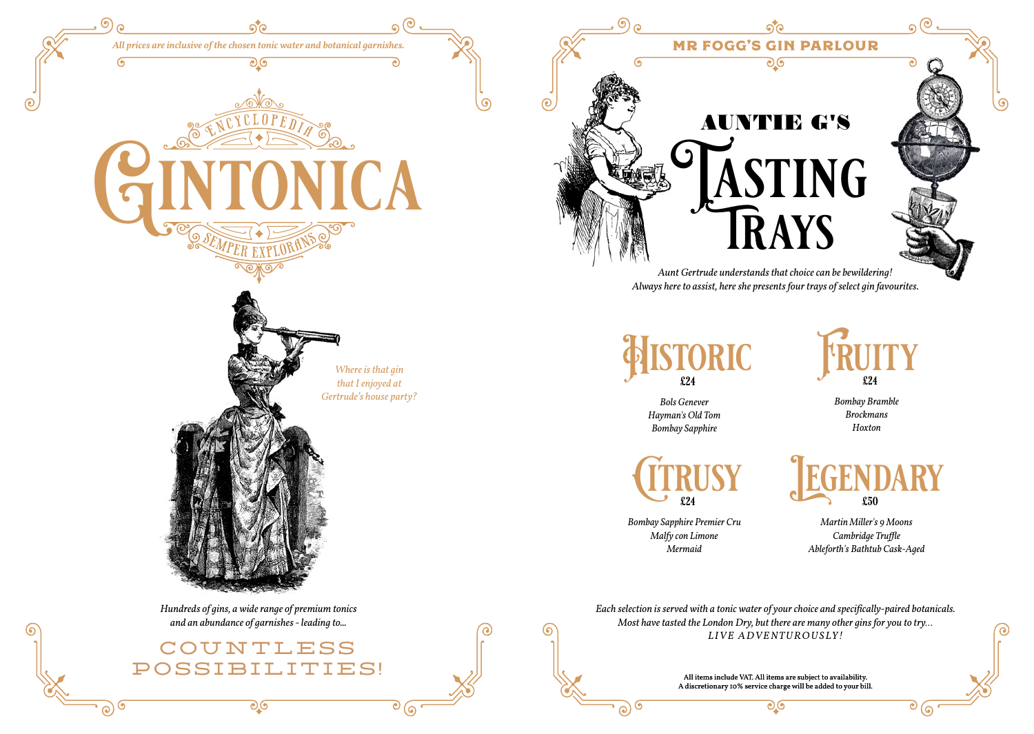*All prices are inclusive of the chosen tonic water and botanical garnishes.*

# Encyclopedia Gintonica

## Semper Explorans

*Where is that gin that I enjoyed at Gertrude's house party?*

*Hundreds of gins, a wide range of premium tonics and an abundance of garnishes - leading to...*

## COUNTLESS POSSIBILITIES!

---

**MR FOGG'S GIN PARLOUR**

# Auntie G's Tasting Trays

*Aunt Gertrude understands that choice can be bewildering! Always here to assist, here she presents four trays of select gin favourites.*

### Historic
**£24**

*Bols Genever*
*Hayman's Old Tom*
*Bombay Sapphire*

### Fruity
**£24**

*Bombay Bramble*
*Brockmans*
*Hoxton*

### Citrusy
**£24**

*Bombay Sapphire Premier Cru*
*Malfy con Limone*
*Mermaid*

### Legendary
**£50**

*Martin Miller's 9 Moons*
*Cambridge Truffle*
*Ableforth's Bathtub Cask-Aged*

*Each selection is served with a tonic water of your choice and specifically-paired botanicals. Most have tasted the London Dry, but there are many other gins for you to try...*
*LIVE ADVENTUROUSLY!*

**All items include VAT. All items are subject to availability.**
**A discretionary 10% service charge will be added to your bill.**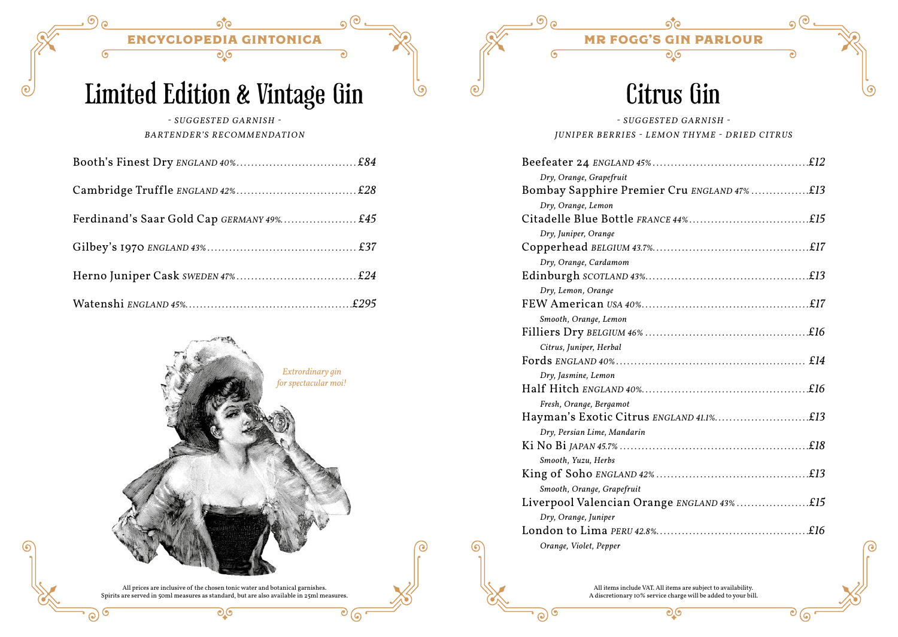ENCYCLOPEDIA GINTONICA

# Limited Edition & Vintage Gin

*- SUGGESTED GARNISH -*

*BARTENDER'S RECOMMENDATION*

Booth's Finest Dry *ENGLAND 40%* ................................ *£84*

Cambridge Truffle *ENGLAND 42%* ................................ *£28*

Ferdinand's Saar Gold Cap *GERMANY 49%* ................................ *£45*

Gilbey's 1970 *ENGLAND 43%* ................................ *£37*

Herno Juniper Cask *SWEDEN 47%* ................................ *£24*

Watenshi *ENGLAND 45%* ................................ *£295*

*Extraordinary gin for spectacular moi!*

All prices are inclusive of the chosen tonic water and botanical garnishes.
Spirits are served in 50ml measures as standard, but are also available in 25ml measures.

MR FOGG'S GIN PARLOUR

# Citrus Gin

*- SUGGESTED GARNISH -*

*JUNIPER BERRIES - LEMON THYME - DRIED CITRUS*

Beefeater 24 *ENGLAND 45%* ................................ *£12*
*Dry, Orange, Grapefruit*

Bombay Sapphire Premier Cru *ENGLAND 47%* ................................ *£13*
*Dry, Orange, Lemon*

Citadelle Blue Bottle *FRANCE 44%* ................................ *£15*
*Dry, Juniper, Orange*

Copperhead *BELGIUM 43.7%* ................................ *£17*
*Dry, Orange, Cardamom*

Edinburgh *SCOTLAND 43%* ................................ *£13*
*Dry, Lemon, Orange*

FEW American *USA 40%* ................................ *£17*
*Smooth, Orange, Lemon*

Filliers Dry *BELGIUM 46%* ................................ *£16*
*Citrus, Juniper, Herbal*

Fords *ENGLAND 40%* ................................ *£14*
*Dry, Jasmine, Lemon*

Half Hitch *ENGLAND 40%* ................................ *£16*
*Fresh, Orange, Bergamot*

Hayman's Exotic Citrus *ENGLAND 41.1%* ................................ *£13*
*Dry, Persian Lime, Mandarin*

Ki No Bi *JAPAN 45.7%* ................................ *£18*
*Smooth, Yuzu, Herbs*

King of Soho *ENGLAND 42%* ................................ *£13*
*Smooth, Orange, Grapefruit*

Liverpool Valencian Orange *ENGLAND 43%* ................................ *£15*
*Dry, Orange, Juniper*

London to Lima *PERU 42.8%* ................................ *£16*
*Orange, Violet, Pepper*

All items include VAT. All items are subject to availability.
A discretionary 10% service charge will be added to your bill.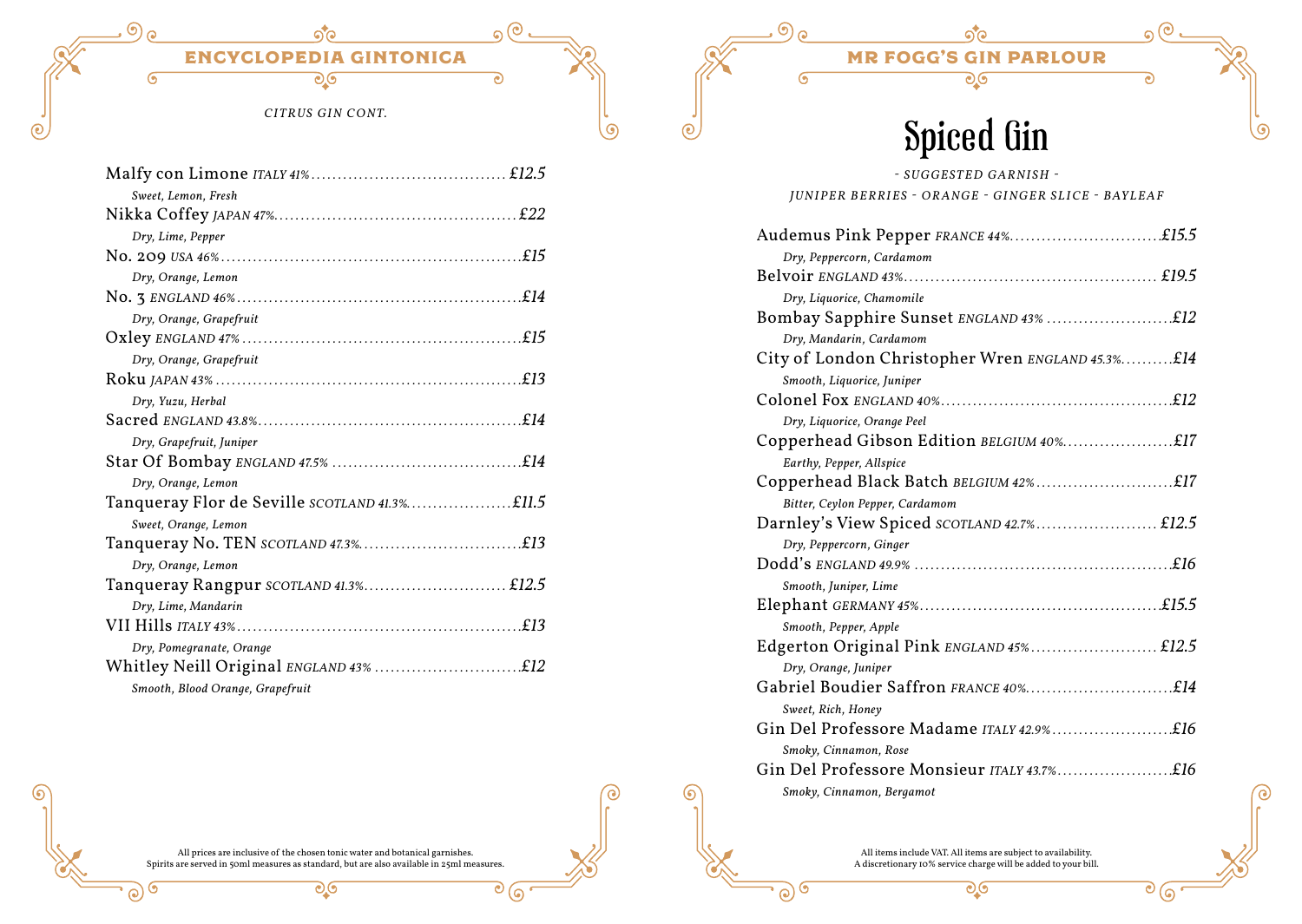## ENCYCLOPEDIA GINTONICA

*CITRUS GIN CONT.*

Malfy con Limone *ITALY 41%* .................................... *£12.5*
*Sweet, Lemon, Fresh*

Nikka Coffey *JAPAN 47%* .................................... *£22*
*Dry, Lime, Pepper*

No. 209 *USA 46%* .................................... *£15*
*Dry, Orange, Lemon*

No. 3 *ENGLAND 46%* .................................... *£14*
*Dry, Orange, Grapefruit*

Oxley *ENGLAND 47%* .................................... *£15*
*Dry, Orange, Grapefruit*

Roku *JAPAN 43%* .................................... *£13*
*Dry, Yuzu, Herbal*

Sacred *ENGLAND 43.8%* .................................... *£14*
*Dry, Grapefruit, Juniper*

Star Of Bombay *ENGLAND 47.5%* .................................... *£14*
*Dry, Orange, Lemon*

Tanqueray Flor de Seville *SCOTLAND 41.3%* .................................... *£11.5*
*Sweet, Orange, Lemon*

Tanqueray No. TEN *SCOTLAND 47.3%* .................................... *£13*
*Dry, Orange, Lemon*

Tanqueray Rangpur *SCOTLAND 41.3%* .................................... *£12.5*
*Dry, Lime, Mandarin*

VII Hills *ITALY 43%* .................................... *£13*
*Dry, Pomegranate, Orange*

Whitley Neill Original *ENGLAND 43%* .................................... *£12*
*Smooth, Blood Orange, Grapefruit*

All prices are inclusive of the chosen tonic water and botanical garnishes.
Spirits are served in 50ml measures as standard, but are also available in 25ml measures.

## MR FOGG'S GIN PARLOUR

# Spiced Gin

*- SUGGESTED GARNISH -*

*JUNIPER BERRIES - ORANGE - GINGER SLICE - BAYLEAF*

Audemus Pink Pepper *FRANCE 44%* .................................... *£15.5*
*Dry, Peppercorn, Cardamom*

Belvoir *ENGLAND 43%* .................................... *£19.5*
*Dry, Liquorice, Chamomile*

Bombay Sapphire Sunset *ENGLAND 43%* .................................... *£12*
*Dry, Mandarin, Cardamom*

City of London Christopher Wren *ENGLAND 45.3%* .................................... *£14*
*Smooth, Liquorice, Juniper*

Colonel Fox *ENGLAND 40%* .................................... *£12*
*Dry, Liquorice, Orange Peel*

Copperhead Gibson Edition *BELGIUM 40%* .................................... *£17*
*Earthy, Pepper, Allspice*

Copperhead Black Batch *BELGIUM 42%* .................................... *£17*
*Bitter, Ceylon Pepper, Cardamom*

Darnley's View Spiced *SCOTLAND 42.7%* .................................... *£12.5*
*Dry, Peppercorn, Ginger*

Dodd's *ENGLAND 49.9%* .................................... *£16*
*Smooth, Juniper, Lime*

Elephant *GERMANY 45%* .................................... *£15.5*
*Smooth, Pepper, Apple*

Edgerton Original Pink *ENGLAND 45%* .................................... *£12.5*
*Dry, Orange, Juniper*

Gabriel Boudier Saffron *FRANCE 40%* .................................... *£14*
*Sweet, Rich, Honey*

Gin Del Professore Madame *ITALY 42.9%* .................................... *£16*
*Smoky, Cinnamon, Rose*

Gin Del Professore Monsieur *ITALY 43.7%* .................................... *£16*
*Smoky, Cinnamon, Bergamot*

All items include VAT. All items are subject to availability.
A discretionary 10% service charge will be added to your bill.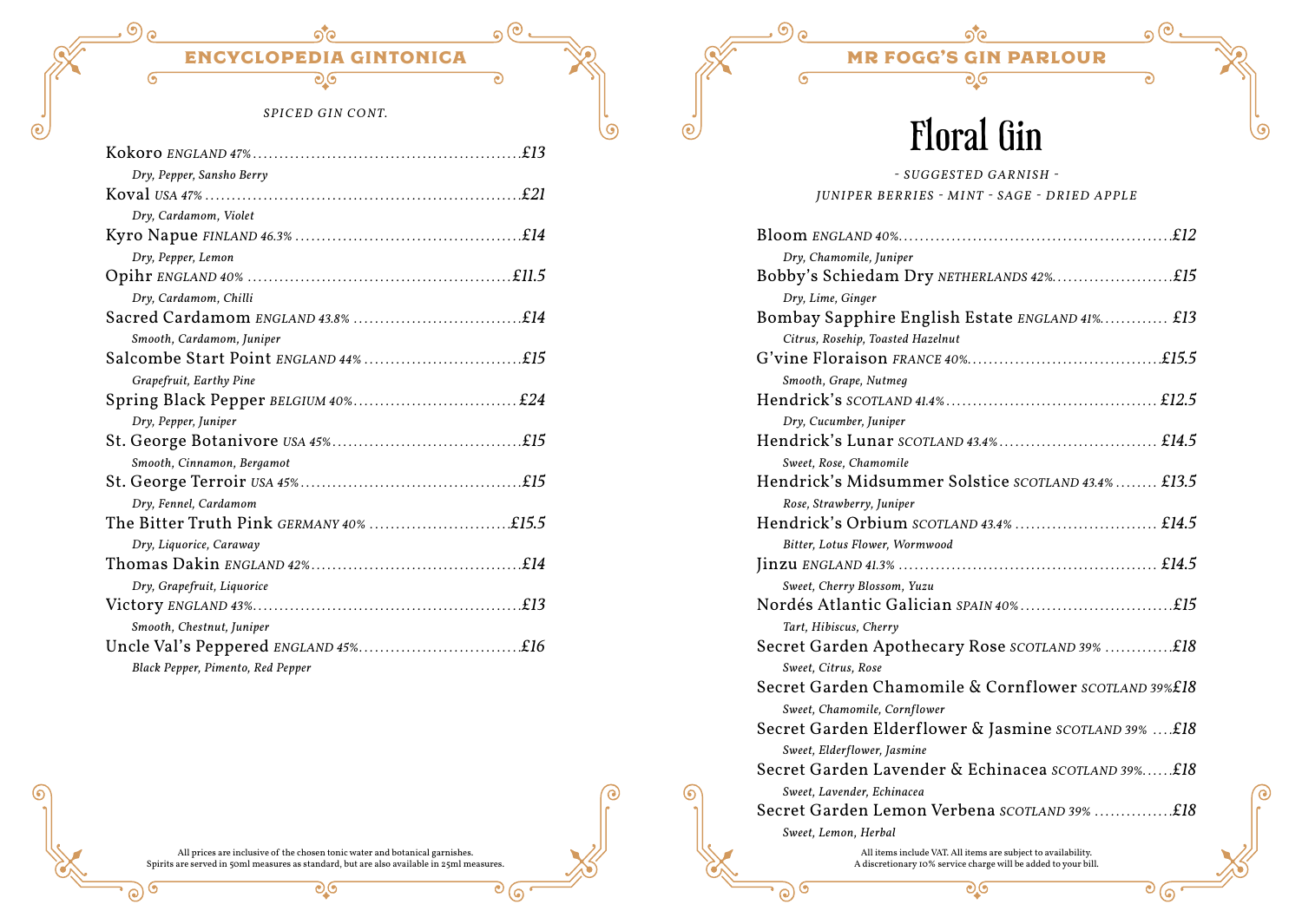## ENCYCLOPEDIA GINTONICA

*SPICED GIN CONT.*

Kokoro *ENGLAND 47%* ........ *£13*
*Dry, Pepper, Sansho Berry*

Koval *USA 47%* ........ *£21*
*Dry, Cardamom, Violet*

Kyro Napue *FINLAND 46.3%* ........ *£14*
*Dry, Pepper, Lemon*

Opihr *ENGLAND 40%* ........ *£11.5*
*Dry, Cardamom, Chilli*

Sacred Cardamom *ENGLAND 43.8%* ........ *£14*
*Smooth, Cardamom, Juniper*

Salcombe Start Point *ENGLAND 44%* ........ *£15*
*Grapefruit, Earthy Pine*

Spring Black Pepper *BELGIUM 40%* ........ *£24*
*Dry, Pepper, Juniper*

St. George Botanivore *USA 45%* ........ *£15*
*Smooth, Cinnamon, Bergamot*

St. George Terroir *USA 45%* ........ *£15*
*Dry, Fennel, Cardamom*

The Bitter Truth Pink *GERMANY 40%* ........ *£15.5*
*Dry, Liquorice, Caraway*

Thomas Dakin *ENGLAND 42%* ........ *£14*
*Dry, Grapefruit, Liquorice*

Victory *ENGLAND 43%* ........ *£13*
*Smooth, Chestnut, Juniper*

Uncle Val's Peppered *ENGLAND 45%* ........ *£16*
*Black Pepper, Pimento, Red Pepper*

All prices are inclusive of the chosen tonic water and botanical garnishes.
Spirits are served in 50ml measures as standard, but are also available in 25ml measures.

## MR FOGG'S GIN PARLOUR

# Floral Gin

*- SUGGESTED GARNISH -*
*JUNIPER BERRIES - MINT - SAGE - DRIED APPLE*

Bloom *ENGLAND 40%* ........ *£12*
*Dry, Chamomile, Juniper*

Bobby's Schiedam Dry *NETHERLANDS 42%* ........ *£15*
*Dry, Lime, Ginger*

Bombay Sapphire English Estate *ENGLAND 41%* ........ *£13*
*Citrus, Rosehip, Toasted Hazelnut*

G'vine Floraison *FRANCE 40%* ........ *£15.5*
*Smooth, Grape, Nutmeg*

Hendrick's *SCOTLAND 41.4%* ........ *£12.5*
*Dry, Cucumber, Juniper*

Hendrick's Lunar *SCOTLAND 43.4%* ........ *£14.5*
*Sweet, Rose, Chamomile*

Hendrick's Midsummer Solstice *SCOTLAND 43.4%* ........ *£13.5*
*Rose, Strawberry, Juniper*

Hendrick's Orbium *SCOTLAND 43.4%* ........ *£14.5*
*Bitter, Lotus Flower, Wormwood*

Jinzu *ENGLAND 41.3%* ........ *£14.5*
*Sweet, Cherry Blossom, Yuzu*

Nordés Atlantic Galician *SPAIN 40%* ........ *£15*
*Tart, Hibiscus, Cherry*

Secret Garden Apothecary Rose *SCOTLAND 39%* ........ *£18*
*Sweet, Citrus, Rose*

Secret Garden Chamomile & Cornflower *SCOTLAND 39%* *£18*
*Sweet, Chamomile, Cornflower*

Secret Garden Elderflower & Jasmine *SCOTLAND 39%* ........ *£18*
*Sweet, Elderflower, Jasmine*

Secret Garden Lavender & Echinacea *SCOTLAND 39%* ........ *£18*
*Sweet, Lavender, Echinacea*

Secret Garden Lemon Verbena *SCOTLAND 39%* ........ *£18*
*Sweet, Lemon, Herbal*

All items include VAT. All items are subject to availability.
A discretionary 10% service charge will be added to your bill.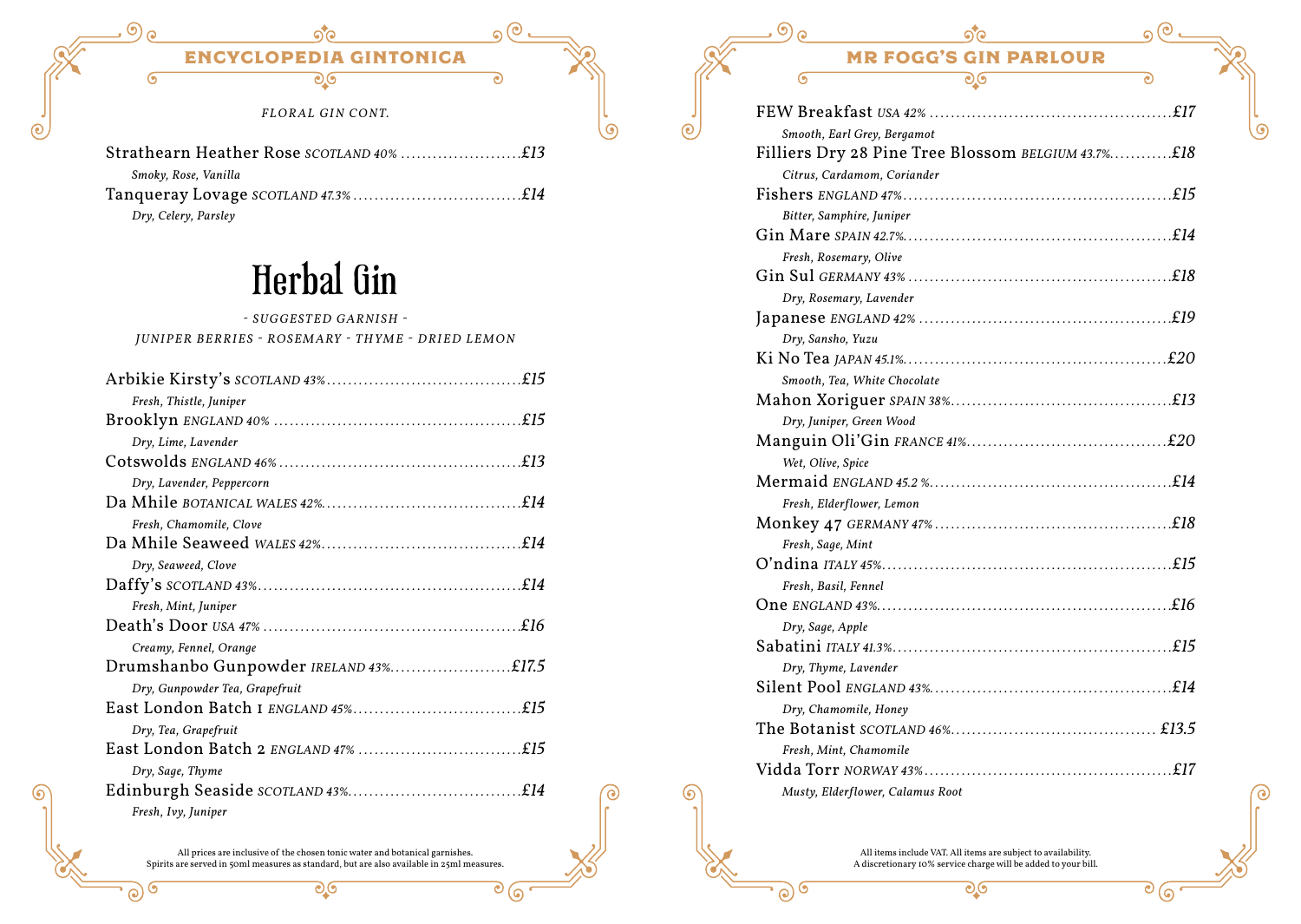## ENCYCLOPEDIA GINTONICA

*FLORAL GIN CONT.*

Strathearn Heather Rose *SCOTLAND 40%* ........ *£13*
*Smoky, Rose, Vanilla*

Tanqueray Lovage *SCOTLAND 47.3%* ........ *£14*
*Dry, Celery, Parsley*

# Herbal Gin

*- SUGGESTED GARNISH -*
*JUNIPER BERRIES - ROSEMARY - THYME - DRIED LEMON*

Arbikie Kirsty's *SCOTLAND 43%* ........ *£15*
*Fresh, Thistle, Juniper*

Brooklyn *ENGLAND 40%* ........ *£15*
*Dry, Lime, Lavender*

Cotswolds *ENGLAND 46%* ........ *£13*
*Dry, Lavender, Peppercorn*

Da Mhile *BOTANICAL WALES 42%* ........ *£14*
*Fresh, Chamomile, Clove*

Da Mhile Seaweed *WALES 42%* ........ *£14*
*Dry, Seaweed, Clove*

Daffy's *SCOTLAND 43%* ........ *£14*
*Fresh, Mint, Juniper*

Death's Door *USA 47%* ........ *£16*
*Creamy, Fennel, Orange*

Drumshanbo Gunpowder *IRELAND 43%* ........ *£17.5*
*Dry, Gunpowder Tea, Grapefruit*

East London Batch 1 *ENGLAND 45%* ........ *£15*
*Dry, Tea, Grapefruit*

East London Batch 2 *ENGLAND 47%* ........ *£15*
*Dry, Sage, Thyme*

Edinburgh Seaside *SCOTLAND 43%* ........ *£14*
*Fresh, Ivy, Juniper*

All prices are inclusive of the chosen tonic water and botanical garnishes.
Spirits are served in 50ml measures as standard, but are also available in 25ml measures.

## MR FOGG'S GIN PARLOUR

FEW Breakfast *USA 42%* ........ *£17*
*Smooth, Earl Grey, Bergamot*

Filliers Dry 28 Pine Tree Blossom *BELGIUM 43.7%* ........ *£18*
*Citrus, Cardamom, Coriander*

Fishers *ENGLAND 47%* ........ *£15*
*Bitter, Samphire, Juniper*

Gin Mare *SPAIN 42.7%* ........ *£14*
*Fresh, Rosemary, Olive*

Gin Sul *GERMANY 43%* ........ *£18*
*Dry, Rosemary, Lavender*

Japanese *ENGLAND 42%* ........ *£19*
*Dry, Sansho, Yuzu*

Ki No Tea *JAPAN 45.1%* ........ *£20*
*Smooth, Tea, White Chocolate*

Mahon Xoriguer *SPAIN 38%* ........ *£13*
*Dry, Juniper, Green Wood*

Manguin Oli'Gin *FRANCE 41%* ........ *£20*
*Wet, Olive, Spice*

Mermaid *ENGLAND 45.2 %* ........ *£14*
*Fresh, Elderflower, Lemon*

Monkey 47 *GERMANY 47%* ........ *£18*
*Fresh, Sage, Mint*

O'ndina *ITALY 45%* ........ *£15*
*Fresh, Basil, Fennel*

One *ENGLAND 43%* ........ *£16*
*Dry, Sage, Apple*

Sabatini *ITALY 41.3%* ........ *£15*
*Dry, Thyme, Lavender*

Silent Pool *ENGLAND 43%* ........ *£14*
*Dry, Chamomile, Honey*

The Botanist *SCOTLAND 46%* ........ *£13.5*
*Fresh, Mint, Chamomile*

Vidda Torr *NORWAY 43%* ........ *£17*
*Musty, Elderflower, Calamus Root*

All items include VAT. All items are subject to availability.
A discretionary 10% service charge will be added to your bill.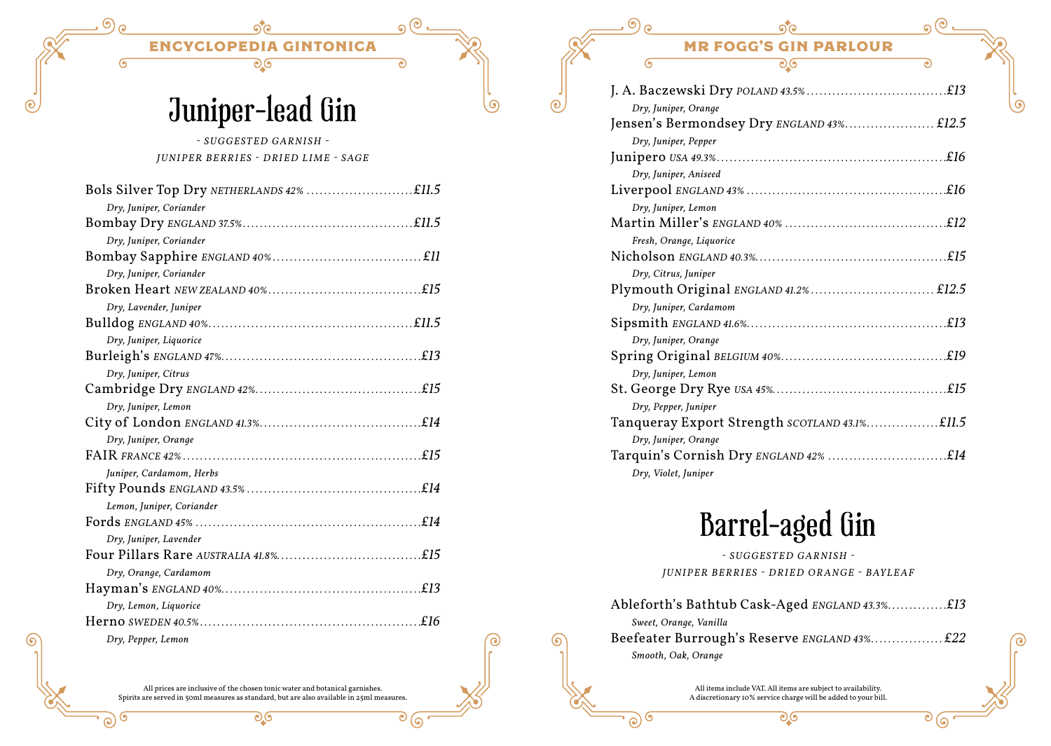ENCYCLOPEDIA GINTONICA

# Juniper-lead Gin

*- SUGGESTED GARNISH -*

*JUNIPER BERRIES - DRIED LIME - SAGE*

Bols Silver Top Dry *NETHERLANDS 42%* ........ *£11.5*
*Dry, Juniper, Coriander*

Bombay Dry *ENGLAND 37.5%* ........ *£11.5*
*Dry, Juniper, Coriander*

Bombay Sapphire *ENGLAND 40%* ........ *£11*
*Dry, Juniper, Coriander*

Broken Heart *NEW ZEALAND 40%* ........ *£15*
*Dry, Lavender, Juniper*

Bulldog *ENGLAND 40%* ........ *£11.5*
*Dry, Juniper, Liquorice*

Burleigh's *ENGLAND 47%* ........ *£13*
*Dry, Juniper, Citrus*

Cambridge Dry *ENGLAND 42%* ........ *£15*
*Dry, Juniper, Lemon*

City of London *ENGLAND 41.3%* ........ *£14*
*Dry, Juniper, Orange*

FAIR *FRANCE 42%* ........ *£15*
*Juniper, Cardamom, Herbs*

Fifty Pounds *ENGLAND 43.5%* ........ *£14*
*Lemon, Juniper, Coriander*

Fords *ENGLAND 45%* ........ *£14*
*Dry, Juniper, Lavender*

Four Pillars Rare *AUSTRALIA 41.8%* ........ *£15*
*Dry, Orange, Cardamom*

Hayman's *ENGLAND 40%* ........ *£13*
*Dry, Lemon, Liquorice*

Herno *SWEDEN 40.5%* ........ *£16*
*Dry, Pepper, Lemon*

All prices are inclusive of the chosen tonic water and botanical garnishes.
Spirits are served in 50ml measures as standard, but are also available in 25ml measures.

MR FOGG'S GIN PARLOUR

J. A. Baczewski Dry *POLAND 43.5%* ........ *£13*
*Dry, Juniper, Orange*

Jensen's Bermondsey Dry *ENGLAND 43%* ........ *£12.5*
*Dry, Juniper, Pepper*

Junipero *USA 49.3%* ........ *£16*
*Dry, Juniper, Aniseed*

Liverpool *ENGLAND 43%* ........ *£16*
*Dry, Juniper, Lemon*

Martin Miller's *ENGLAND 40%* ........ *£12*
*Fresh, Orange, Liquorice*

Nicholson *ENGLAND 40.3%* ........ *£15*
*Dry, Citrus, Juniper*

Plymouth Original *ENGLAND 41.2%* ........ *£12.5*
*Dry, Juniper, Cardamom*

Sipsmith *ENGLAND 41.6%* ........ *£13*
*Dry, Juniper, Orange*

Spring Original *BELGIUM 40%* ........ *£19*
*Dry, Juniper, Lemon*

St. George Dry Rye *USA 45%* ........ *£15*
*Dry, Pepper, Juniper*

Tanqueray Export Strength *SCOTLAND 43.1%* ........ *£11.5*
*Dry, Juniper, Orange*

Tarquin's Cornish Dry *ENGLAND 42%* ........ *£14*
*Dry, Violet, Juniper*

# Barrel-aged Gin

*- SUGGESTED GARNISH -*

*JUNIPER BERRIES - DRIED ORANGE - BAYLEAF*

Ableforth's Bathtub Cask-Aged *ENGLAND 43.3%* ........ *£13*
*Sweet, Orange, Vanilla*

Beefeater Burrough's Reserve *ENGLAND 43%* ........ *£22*
*Smooth, Oak, Orange*

All items include VAT. All items are subject to availability.
A discretionary 10% service charge will be added to your bill.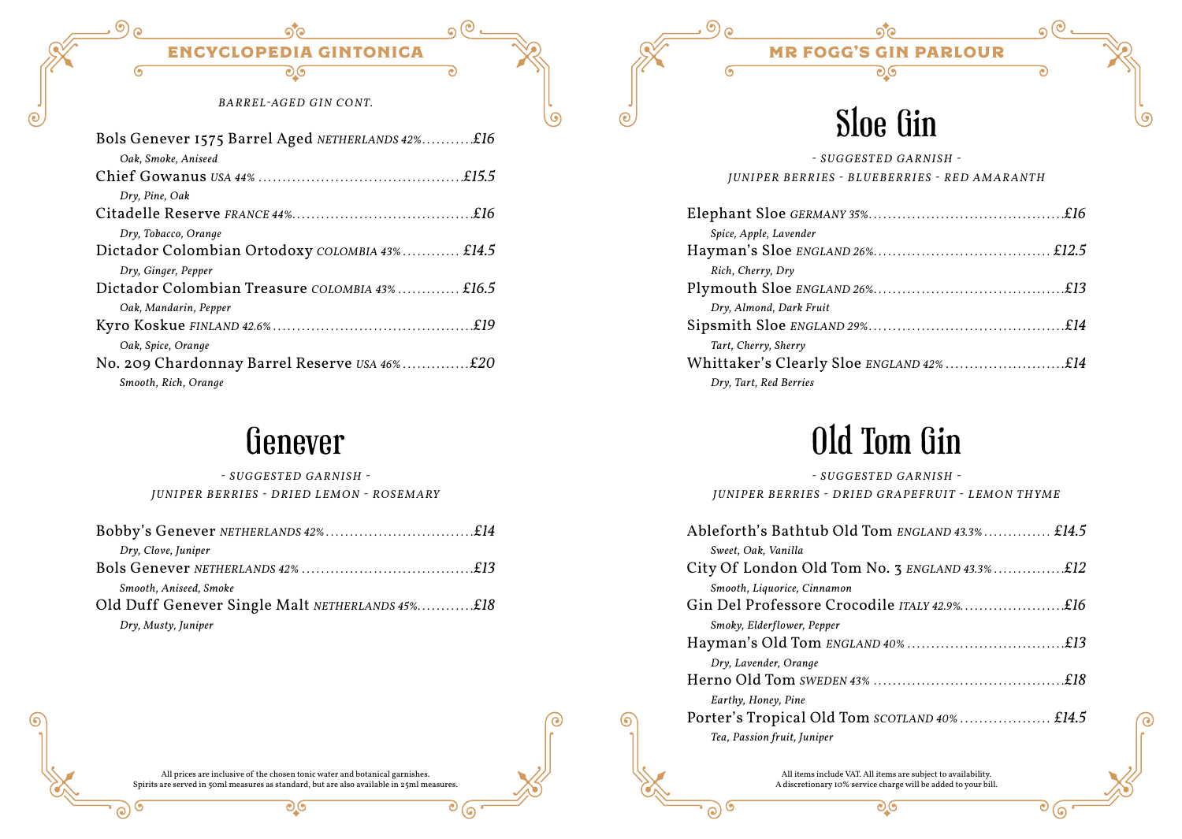## ENCYCLOPEDIA GINTONICA

*BARREL-AGED GIN CONT.*

Bols Genever 1575 Barrel Aged *NETHERLANDS 42%* ........... *£16*
*Oak, Smoke, Aniseed*

Chief Gowanus *USA 44%* ........... *£15.5*
*Dry, Pine, Oak*

Citadelle Reserve *FRANCE 44%* ........... *£16*
*Dry, Tobacco, Orange*

Dictador Colombian Ortodoxy *COLOMBIA 43%* ........... *£14.5*
*Dry, Ginger, Pepper*

Dictador Colombian Treasure *COLOMBIA 43%* ........... *£16.5*
*Oak, Mandarin, Pepper*

Kyro Koskue *FINLAND 42.6%* ........... *£19*
*Oak, Spice, Orange*

No. 209 Chardonnay Barrel Reserve *USA 46%* ........... *£20*
*Smooth, Rich, Orange*

# Genever

*- SUGGESTED GARNISH -*

*JUNIPER BERRIES - DRIED LEMON - ROSEMARY*

Bobby's Genever *NETHERLANDS 42%* ........... *£14*
*Dry, Clove, Juniper*

Bols Genever *NETHERLANDS 42%* ........... *£13*
*Smooth, Aniseed, Smoke*

Old Duff Genever Single Malt *NETHERLANDS 45%* ........... *£18*
*Dry, Musty, Juniper*

All prices are inclusive of the chosen tonic water and botanical garnishes.
Spirits are served in 50ml measures as standard, but are also available in 25ml measures.

## MR FOGG'S GIN PARLOUR

# Sloe Gin

*- SUGGESTED GARNISH -*

*JUNIPER BERRIES - BLUEBERRIES - RED AMARANTH*

Elephant Sloe *GERMANY 35%* ........... *£16*
*Spice, Apple, Lavender*

Hayman's Sloe *ENGLAND 26%* ........... *£12.5*
*Rich, Cherry, Dry*

Plymouth Sloe *ENGLAND 26%* ........... *£13*
*Dry, Almond, Dark Fruit*

Sipsmith Sloe *ENGLAND 29%* ........... *£14*
*Tart, Cherry, Sherry*

Whittaker's Clearly Sloe *ENGLAND 42%* ........... *£14*
*Dry, Tart, Red Berries*

# Old Tom Gin

*- SUGGESTED GARNISH -*

*JUNIPER BERRIES - DRIED GRAPEFRUIT - LEMON THYME*

Ableforth's Bathtub Old Tom *ENGLAND 43.3%* ........... *£14.5*
*Sweet, Oak, Vanilla*

City Of London Old Tom No. 3 *ENGLAND 43.3%* ........... *£12*
*Smooth, Liquorice, Cinnamon*

Gin Del Professore Crocodile *ITALY 42.9%* ........... *£16*
*Smoky, Elderflower, Pepper*

Hayman's Old Tom *ENGLAND 40%* ........... *£13*
*Dry, Lavender, Orange*

Herno Old Tom *SWEDEN 43%* ........... *£18*
*Earthy, Honey, Pine*

Porter's Tropical Old Tom *SCOTLAND 40%* ........... *£14.5*
*Tea, Passion fruit, Juniper*

All items include VAT. All items are subject to availability.
A discretionary 10% service charge will be added to your bill.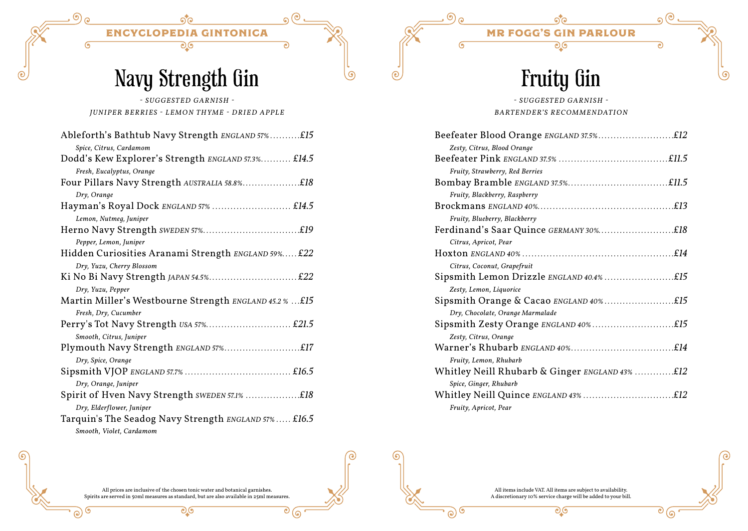ENCYCLOPEDIA GINTONICA

# Navy Strength Gin

*- SUGGESTED GARNISH -*

*JUNIPER BERRIES - LEMON THYME - DRIED APPLE*

Ableforth's Bathtub Navy Strength *ENGLAND 57%* .......... *£15*
*Spice, Citrus, Cardamom*

Dodd's Kew Explorer's Strength *ENGLAND 57.3%* .......... *£14.5*
*Fresh, Eucalyptus, Orange*

Four Pillars Navy Strength *AUSTRALIA 58.8%* .......... *£18*
*Dry, Orange*

Hayman's Royal Dock *ENGLAND 57%* .......... *£14.5*
*Lemon, Nutmeg, Juniper*

Herno Navy Strength *SWEDEN 57%* .......... *£19*
*Pepper, Lemon, Juniper*

Hidden Curiosities Aranami Strength *ENGLAND 59%* .......... *£22*
*Dry, Yuzu, Cherry Blossom*

Ki No Bi Navy Strength *JAPAN 54.5%* .......... *£22*
*Dry, Yuzu, Pepper*

Martin Miller's Westbourne Strength *ENGLAND 45.2 %* .......... *£15*
*Fresh, Dry, Cucumber*

Perry's Tot Navy Strength *USA 57%* .......... *£21.5*
*Smooth, Citrus, Juniper*

Plymouth Navy Strength *ENGLAND 57%* .......... *£17*
*Dry, Spice, Orange*

Sipsmith VJOP *ENGLAND 57.7%* .......... *£16.5*
*Dry, Orange, Juniper*

Spirit of Hven Navy Strength *SWEDEN 57.1%* .......... *£18*
*Dry, Elderflower, Juniper*

Tarquin's The Seadog Navy Strength *ENGLAND 57%* .......... *£16.5*
*Smooth, Violet, Cardamom*

All prices are inclusive of the chosen tonic water and botanical garnishes.
Spirits are served in 50ml measures as standard, but are also available in 25ml measures.

MR FOGG'S GIN PARLOUR

# Fruity Gin

*- SUGGESTED GARNISH -*

*BARTENDER'S RECOMMENDATION*

Beefeater Blood Orange *ENGLAND 37.5%* .......... *£12*
*Zesty, Citrus, Blood Orange*

Beefeater Pink *ENGLAND 37.5%* .......... *£11.5*
*Fruity, Strawberry, Red Berries*

Bombay Bramble *ENGLAND 37.5%* .......... *£11.5*
*Fruity, Blackberry, Raspberry*

Brockmans *ENGLAND 40%* .......... *£13*
*Fruity, Blueberry, Blackberry*

Ferdinand's Saar Quince *GERMANY 30%* .......... *£18*
*Citrus, Apricot, Pear*

Hoxton *ENGLAND 40%* .......... *£14*
*Citrus, Coconut, Grapefruit*

Sipsmith Lemon Drizzle *ENGLAND 40.4%* .......... *£15*
*Zesty, Lemon, Liquorice*

Sipsmith Orange & Cacao *ENGLAND 40%* .......... *£15*
*Dry, Chocolate, Orange Marmalade*

Sipsmith Zesty Orange *ENGLAND 40%* .......... *£15*
*Zesty, Citrus, Orange*

Warner's Rhubarb *ENGLAND 40%* .......... *£14*
*Fruity, Lemon, Rhubarb*

Whitley Neill Rhubarb & Ginger *ENGLAND 43%* .......... *£12*
*Spice, Ginger, Rhubarb*

Whitley Neill Quince *ENGLAND 43%* .......... *£12*
*Fruity, Apricot, Pear*

All items include VAT. All items are subject to availability.
A discretionary 10% service charge will be added to your bill.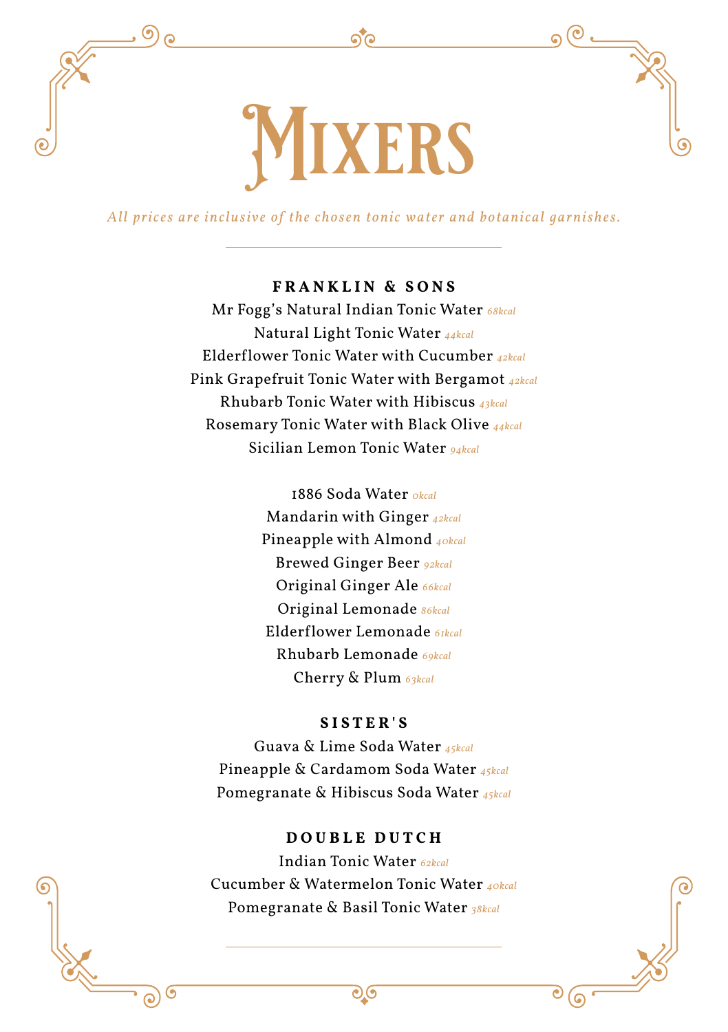# Mixers

*All prices are inclusive of the chosen tonic water and botanical garnishes.*

---

## FRANKLIN & SONS

Mr Fogg's Natural Indian Tonic Water *68kcal*
Natural Light Tonic Water *44kcal*
Elderflower Tonic Water with Cucumber *42kcal*
Pink Grapefruit Tonic Water with Bergamot *42kcal*
Rhubarb Tonic Water with Hibiscus *43kcal*
Rosemary Tonic Water with Black Olive *44kcal*
Sicilian Lemon Tonic Water *94kcal*

1886 Soda Water *0kcal*
Mandarin with Ginger *42kcal*
Pineapple with Almond *40kcal*
Brewed Ginger Beer *92kcal*
Original Ginger Ale *66kcal*
Original Lemonade *86kcal*
Elderflower Lemonade *61kcal*
Rhubarb Lemonade *69kcal*
Cherry & Plum *63kcal*

## SISTER'S

Guava & Lime Soda Water *45kcal*
Pineapple & Cardamom Soda Water *45kcal*
Pomegranate & Hibiscus Soda Water *45kcal*

## DOUBLE DUTCH

Indian Tonic Water *62kcal*
Cucumber & Watermelon Tonic Water *40kcal*
Pomegranate & Basil Tonic Water *38kcal*